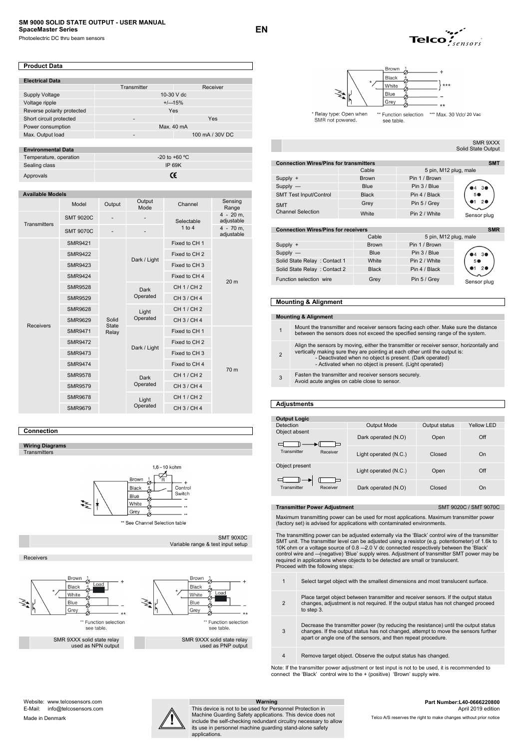# SM 9000 SOLID STATE OUTPUT - USER MANUAL

**SpaceMaster Series**

Photoelectric DC thru beam sensors

EN

## Product Data

| Electrical Data | Transmitter | Receiver |
|---|---|---|
| Supply Voltage | 10-30 V dc | |
| Voltage ripple | +/—15% | |
| Reverse polarity protected | Yes | |
| Short circuit protected | - | Yes |
| Power consumption | Max. 40 mA | |
| Max. Output load | - | 100 mA / 30V DC |

| Environmental Data | |
|---|---|
| Temperature, operation | -20 to +60 ºC |
| Sealing class | IP 69K |
| Approvals | CE |

**Available Models**

| | Model | Output | Output Mode | Channel | Sensing Range |
|---|---|---|---|---|---|
| Transmitters | SMT 9020C | - | - | Selectable 1 to 4 | 4 - 20 m, adjustable |
| | SMT 9070C | - | - | | 4 - 70 m, adjustable |
| Receivers | SMR9421 | Solid State Relay | Dark / Light | Fixed to CH 1 | 20 m |
| | SMR9422 | | | Fixed to CH 2 | |
| | SMR9423 | | | Fixed to CH 3 | |
| | SMR9424 | | | Fixed to CH 4 | |
| | SMR9528 | | Dark Operated | CH 1 / CH 2 | |
| | SMR9529 | | | CH 3 / CH 4 | |
| | SMR9628 | | Light Operated | CH 1 / CH 2 | |
| | SMR9629 | | | CH 3 / CH 4 | |
| | SMR9471 | | Dark / Light | Fixed to CH 1 | 70 m |
| | SMR9472 | | | Fixed to CH 2 | |
| | SMR9473 | | | Fixed to CH 3 | |
| | SMR9474 | | | Fixed to CH 4 | |
| | SMR9578 | | Dark Operated | CH 1 / CH 2 | |
| | SMR9579 | | | CH 3 / CH 4 | |
| | SMR9678 | | Light Operated | CH 1 / CH 2 | |
| | SMR9679 | | | CH 3 / CH 4 | |

## Connection

### Wiring Diagrams

**Transmitters**

1,6 – 10 kohm

Brown 1 +, Black 4 R Control Switch, Blue 3 –, White 2 **, Grey 5 **

** See Channel Selection table

SMT 90X0C
Variable range & test input setup

**Receivers**

Brown 1 +, Black 4 Load, White 2, Blue 3 –, Grey 5 **

** Function selection see table.

SMR 9XXX solid state relay used as NPN output

Brown 1 +, Black 4, White 2 Load, Blue 3 –, Grey 5 **

** Function selection see table.

SMR 9XXX solid state relay used as PNP output

Brown 1 +, Black 4, White 2 ***, Blue 3 –, Grey 5 **

\* Relay type: Open when SMR not powered.

** Function selection see table.

*** Max. 30 Vdc/ 20 Vac

SMR 9XXX
Solid State Output

| Connection Wires/Pins for transmitters | Cable | 5 pin, M12 plug, male (SMT) |
|---|---|---|
| Supply + | Brown | Pin 1 / Brown |
| Supply — | Blue | Pin 3 / Blue |
| SMT Test Input/Control | Black | Pin 4 / Black |
| SMT Channel Selection | Grey | Pin 5 / Grey |
| | White | Pin 2 / White |

Sensor plug

| Connection Wires/Pins for receivers | Cable | 5 pin, M12 plug, male (SMR) |
|---|---|---|
| Supply + | Brown | Pin 1 / Brown |
| Supply — | Blue | Pin 3 / Blue |
| Solid State Relay : Contact 1 | White | Pin 2 / White |
| Solid State Relay : Contact 2 | Black | Pin 4 / Black |
| Function selection wire | Grey | Pin 5 / Grey |

Sensor plug

## Mounting & Alignment

| | Mounting & Alignment |
|---|---|
| 1 | Mount the transmitter and receiver sensors facing each other. Make sure the distance between the sensors does not exceed the specified sensing range of the system. |
| 2 | Align the sensors by moving, either the transmitter or receiver sensor, horizontally and vertically making sure they are pointing at each other until the output is: - Deactivated when no object is present. (Dark operated) - Activated when no object is present. (Light operated) |
| 3 | Fasten the transmitter and receiver sensors securely. Avoid acute angles on cable close to sensor. |

## Adjustments

**Output Logic**

| Detection | Output Mode | Output status | Yellow LED |
|---|---|---|---|
| Object absent (Transmitter → Receiver) | Dark operated (N.O) | Open | Off |
| | Light operated (N.C.) | Closed | On |
| Object present (Transmitter → Receiver) | Light operated (N.C.) | Open | Off |
| | Dark operated (N.O) | Closed | On |

**Transmitter Power Adjustment** — SMT 9020C / SMT 9070C

Maximum transmitting power can be used for most applications. Maximum transmitter power (factory set) is advised for applications with contaminated environments.

The transmitting power can be adjusted externally via the 'Black' control wire of the transmitter SMT unit. The transmitter level can be adjusted using a resistor (e.g. potentiometer) of 1.6k to 10K ohm or a voltage source of 0.8 —2.0 V dc connected respectively between the 'Black' control wire and —(negative) 'Blue' supply wires. Adjustment of transmitter SMT power may be required in applications where objects to be detected are small or translucent.
Proceed with the following steps:

| | |
|---|---|
| 1 | Select target object with the smallest dimensions and most translucent surface. |
| 2 | Place target object between transmitter and receiver sensors. If the output status changes, adjustment is not required. If the output status has not changed proceed to step 3. |
| 3 | Decrease the transmitter power (by reducing the resistance) until the output status changes. If the output status has not changed, attempt to move the sensors further apart or angle one of the sensors, and then repeat procedure. |
| 4 | Remove target object. Observe the output status has changed. |

Note: If the transmitter power adjustment or test input is not to be used, it is recommended to connect the 'Black' control wire to the + (positive) 'Brown' supply wire.

Website: www.telcosensors.com
E-Mail: info@telcosensors.com
Made in Denmark

**Warning**

This device is not to be used for Personnel Protection in Machine Guarding Safety applications. This device does not include the self-checking redundant circuitry necessary to allow its use in personnel machine guarding stand-alone safety applications.

**Part Number:L40-0666220800**
April 2019 edition
Telco A/S reserves the right to make changes without prior notice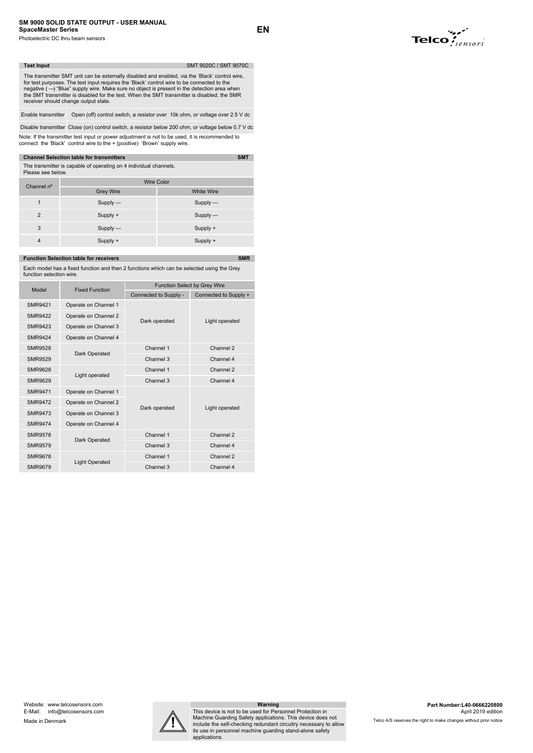## Test Input

SMT 9020C / SMT 9070C

The transmitter SMT unit can be externally disabled and enabled, via the 'Black' control wire, for test purposes. The test input requires the 'Black' control wire to be connected to the negative (—) "Blue" supply wire. Make sure no object is present in the detection area when the SMT transmitter is disabled for the test. When the SMT transmitter is disabled, the SMR receiver should change output state.

| | |
|---|---|
| Enable transmitter | Open (off) control switch, a resistor over 10k ohm, or voltage over 2.5 V dc |
| Disable transmitter | Close (on) control switch, a resistor below 200 ohm, or voltage below 0.7 V dc |

Note: If the transmitter test input or power adjustment is not to be used, it is recommended to connect the 'Black' control wire to the + (positive) 'Brown' supply wire.

## Channel Selection table for transmitters

**SMT**

The transmitter is capable of operating on 4 individual channels.
Please see below.

| Channel nº | Wire Color | |
|---|---|---|
| | Grey Wire | White Wire |
| 1 | Supply — | Supply — |
| 2 | Supply + | Supply — |
| 3 | Supply — | Supply + |
| 4 | Supply + | Supply + |

## Function Selection table for receivers

**SMR**

Each model has a fixed function and then 2 functions which can be selected using the Grey function selection wire.

| Model | Fixed Function | Function Select by Grey Wire | |
|---|---|---|---|
| | | Connected to Supply - | Connected to Supply + |
| SMR9421 | Operate on Channel 1 | Dark operated | Light operated |
| SMR9422 | Operate on Channel 2 | | |
| SMR9423 | Operate on Channel 3 | | |
| SMR9424 | Operate on Channel 4 | | |
| SMR9528 | Dark Operated | Channel 1 | Channel 2 |
| SMR9529 | | Channel 3 | Channel 4 |
| SMR9628 | Light operated | Channel 1 | Channel 2 |
| SMR9629 | | Channel 3 | Channel 4 |
| SMR9471 | Operate on Channel 1 | Dark operated | Light operated |
| SMR9472 | Operate on Channel 2 | | |
| SMR9473 | Operate on Channel 3 | | |
| SMR9474 | Operate on Channel 4 | | |
| SMR9578 | Dark Operated | Channel 1 | Channel 2 |
| SMR9579 | | Channel 3 | Channel 4 |
| SMR9678 | Light Operated | Channel 1 | Channel 2 |
| SMR9679 | | Channel 3 | Channel 4 |

Website: www.telcosensors.com
E-Mail: info@telcosensors.com
Made in Denmark

**Warning**

This device is not to be used for Personnel Protection in Machine Guarding Safety applications. This device does not include the self-checking redundant circuitry necessary to allow its use in personnel machine guarding stand-alone safety applications.

**Part Number:L40-0666220800**
April 2019 edition
Telco A/S reserves the right to make changes without prior notice